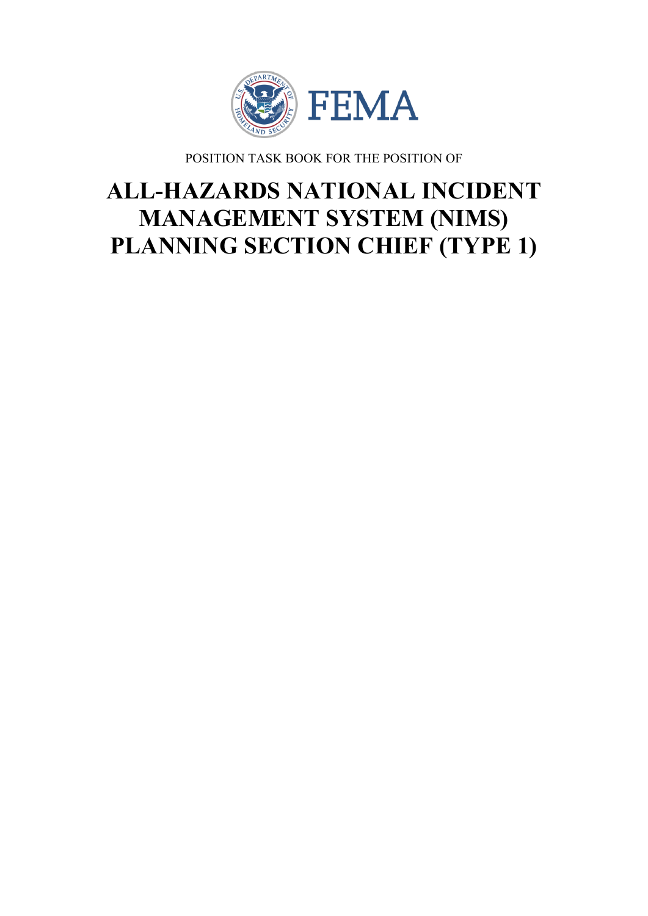FEMA

POSITION TASK BOOK FOR THE POSITION OF

# ALL-HAZARDS NATIONAL INCIDENT MANAGEMENT SYSTEM (NIMS) PLANNING SECTION CHIEF (TYPE 1)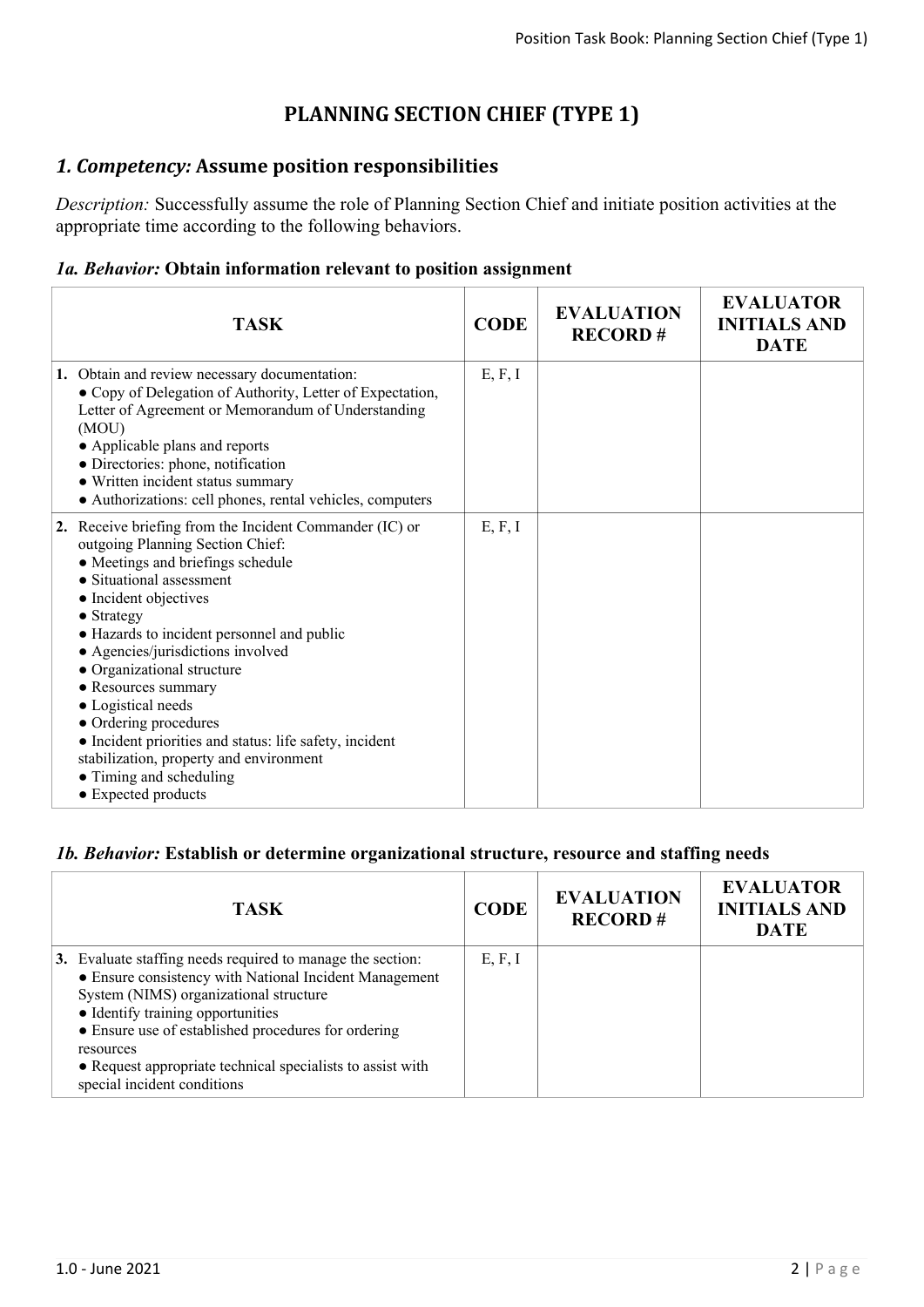# PLANNING SECTION CHIEF (TYPE 1)

## *1. Competency:* Assume position responsibilities

*Description:* Successfully assume the role of Planning Section Chief and initiate position activities at the appropriate time according to the following behaviors.

### *1a. Behavior:* Obtain information relevant to position assignment

| TASK | CODE | EVALUATION RECORD # | EVALUATOR INITIALS AND DATE |
|---|---|---|---|
| **1.** Obtain and review necessary documentation:<br>● Copy of Delegation of Authority, Letter of Expectation, Letter of Agreement or Memorandum of Understanding (MOU)<br>● Applicable plans and reports<br>● Directories: phone, notification<br>● Written incident status summary<br>● Authorizations: cell phones, rental vehicles, computers | E, F, I | | |
| **2.** Receive briefing from the Incident Commander (IC) or outgoing Planning Section Chief:<br>● Meetings and briefings schedule<br>● Situational assessment<br>● Incident objectives<br>● Strategy<br>● Hazards to incident personnel and public<br>● Agencies/jurisdictions involved<br>● Organizational structure<br>● Resources summary<br>● Logistical needs<br>● Ordering procedures<br>● Incident priorities and status: life safety, incident stabilization, property and environment<br>● Timing and scheduling<br>● Expected products | E, F, I | | |

### *1b. Behavior:* Establish or determine organizational structure, resource and staffing needs

| TASK | CODE | EVALUATION RECORD # | EVALUATOR INITIALS AND DATE |
|---|---|---|---|
| **3.** Evaluate staffing needs required to manage the section:<br>● Ensure consistency with National Incident Management System (NIMS) organizational structure<br>● Identify training opportunities<br>● Ensure use of established procedures for ordering resources<br>● Request appropriate technical specialists to assist with special incident conditions | E, F, I | | |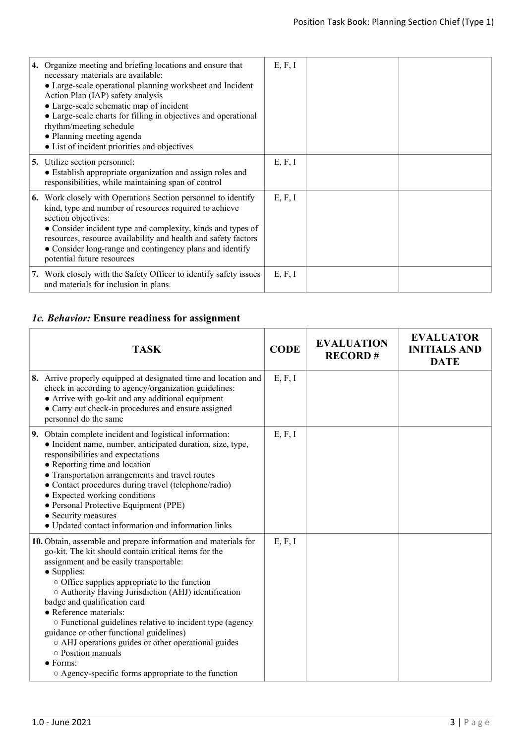| TASK | CODE | EVALUATION RECORD # | EVALUATOR INITIALS AND DATE |
|---|---|---|---|
| **4.** Organize meeting and briefing locations and ensure that necessary materials are available:<br>• Large-scale operational planning worksheet and Incident Action Plan (IAP) safety analysis<br>• Large-scale schematic map of incident<br>• Large-scale charts for filling in objectives and operational rhythm/meeting schedule<br>• Planning meeting agenda<br>• List of incident priorities and objectives | E, F, I | | |
| **5.** Utilize section personnel:<br>• Establish appropriate organization and assign roles and responsibilities, while maintaining span of control | E, F, I | | |
| **6.** Work closely with Operations Section personnel to identify kind, type and number of resources required to achieve section objectives:<br>• Consider incident type and complexity, kinds and types of resources, resource availability and health and safety factors<br>• Consider long-range and contingency plans and identify potential future resources | E, F, I | | |
| **7.** Work closely with the Safety Officer to identify safety issues and materials for inclusion in plans. | E, F, I | | |

### *1c. Behavior:* Ensure readiness for assignment

| TASK | CODE | EVALUATION RECORD # | EVALUATOR INITIALS AND DATE |
|---|---|---|---|
| **8.** Arrive properly equipped at designated time and location and check in according to agency/organization guidelines:<br>• Arrive with go-kit and any additional equipment<br>• Carry out check-in procedures and ensure assigned personnel do the same | E, F, I | | |
| **9.** Obtain complete incident and logistical information:<br>• Incident name, number, anticipated duration, size, type, responsibilities and expectations<br>• Reporting time and location<br>• Transportation arrangements and travel routes<br>• Contact procedures during travel (telephone/radio)<br>• Expected working conditions<br>• Personal Protective Equipment (PPE)<br>• Security measures<br>• Updated contact information and information links | E, F, I | | |
| **10.** Obtain, assemble and prepare information and materials for go-kit. The kit should contain critical items for the assignment and be easily transportable:<br>• Supplies:<br>○ Office supplies appropriate to the function<br>○ Authority Having Jurisdiction (AHJ) identification badge and qualification card<br>• Reference materials:<br>○ Functional guidelines relative to incident type (agency guidance or other functional guidelines)<br>○ AHJ operations guides or other operational guides<br>○ Position manuals<br>• Forms:<br>○ Agency-specific forms appropriate to the function | E, F, I | | |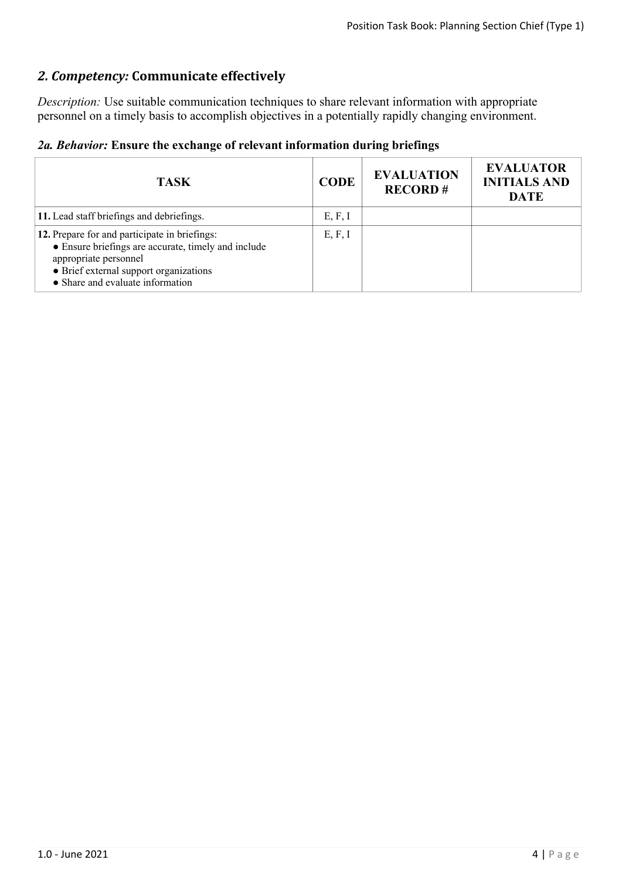## *2. Competency:* Communicate effectively

*Description:* Use suitable communication techniques to share relevant information with appropriate personnel on a timely basis to accomplish objectives in a potentially rapidly changing environment.

### *2a. Behavior:* Ensure the exchange of relevant information during briefings

| TASK | CODE | EVALUATION RECORD # | EVALUATOR INITIALS AND DATE |
|---|---|---|---|
| **11.** Lead staff briefings and debriefings. | E, F, I | | |
| **12.** Prepare for and participate in briefings:<br>● Ensure briefings are accurate, timely and include appropriate personnel<br>● Brief external support organizations<br>● Share and evaluate information | E, F, I | | |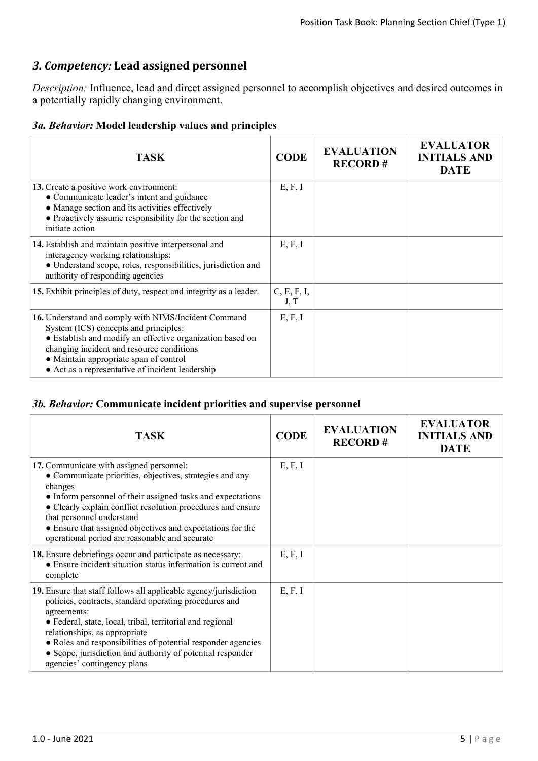## *3. Competency:* Lead assigned personnel

*Description:* Influence, lead and direct assigned personnel to accomplish objectives and desired outcomes in a potentially rapidly changing environment.

### *3a. Behavior:* Model leadership values and principles

| TASK | CODE | EVALUATION RECORD # | EVALUATOR INITIALS AND DATE |
|---|---|---|---|
| **13.** Create a positive work environment:<br>● Communicate leader's intent and guidance<br>● Manage section and its activities effectively<br>● Proactively assume responsibility for the section and initiate action | E, F, I | | |
| **14.** Establish and maintain positive interpersonal and interagency working relationships:<br>● Understand scope, roles, responsibilities, jurisdiction and authority of responding agencies | E, F, I | | |
| **15.** Exhibit principles of duty, respect and integrity as a leader. | C, E, F, I, J, T | | |
| **16.** Understand and comply with NIMS/Incident Command System (ICS) concepts and principles:<br>● Establish and modify an effective organization based on changing incident and resource conditions<br>● Maintain appropriate span of control<br>● Act as a representative of incident leadership | E, F, I | | |

### *3b. Behavior:* Communicate incident priorities and supervise personnel

| TASK | CODE | EVALUATION RECORD # | EVALUATOR INITIALS AND DATE |
|---|---|---|---|
| **17.** Communicate with assigned personnel:<br>● Communicate priorities, objectives, strategies and any changes<br>● Inform personnel of their assigned tasks and expectations<br>● Clearly explain conflict resolution procedures and ensure that personnel understand<br>● Ensure that assigned objectives and expectations for the operational period are reasonable and accurate | E, F, I | | |
| **18.** Ensure debriefings occur and participate as necessary:<br>● Ensure incident situation status information is current and complete | E, F, I | | |
| **19.** Ensure that staff follows all applicable agency/jurisdiction policies, contracts, standard operating procedures and agreements:<br>● Federal, state, local, tribal, territorial and regional relationships, as appropriate<br>● Roles and responsibilities of potential responder agencies<br>● Scope, jurisdiction and authority of potential responder agencies' contingency plans | E, F, I | | |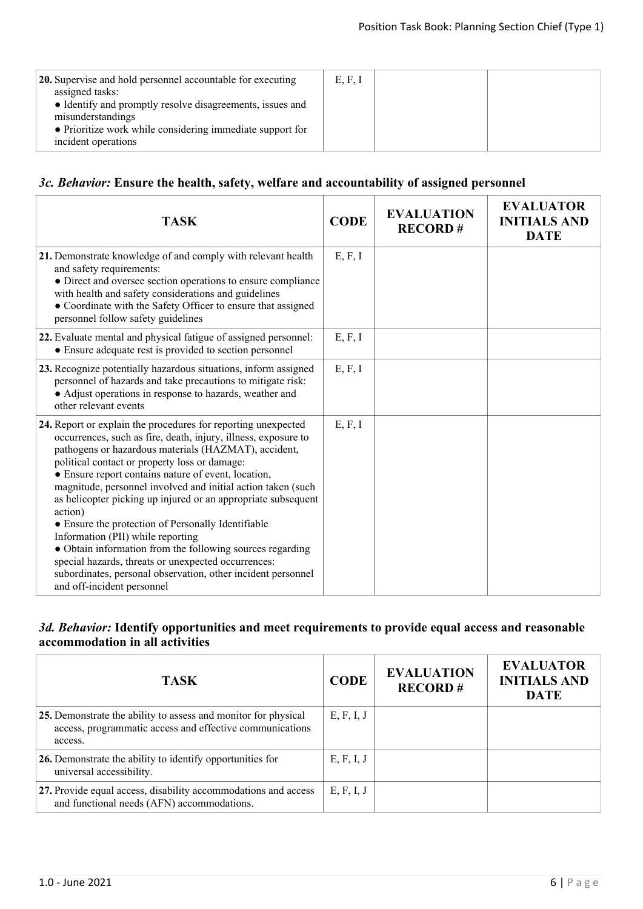| TASK | CODE | EVALUATION RECORD # | EVALUATOR INITIALS AND DATE |
|---|---|---|---|
| **20.** Supervise and hold personnel accountable for executing assigned tasks:<br>● Identify and promptly resolve disagreements, issues and misunderstandings<br>● Prioritize work while considering immediate support for incident operations | E, F, I | | |

### *3c. Behavior:* **Ensure the health, safety, welfare and accountability of assigned personnel**

| TASK | CODE | EVALUATION RECORD # | EVALUATOR INITIALS AND DATE |
|---|---|---|---|
| **21.** Demonstrate knowledge of and comply with relevant health and safety requirements:<br>● Direct and oversee section operations to ensure compliance with health and safety considerations and guidelines<br>● Coordinate with the Safety Officer to ensure that assigned personnel follow safety guidelines | E, F, I | | |
| **22.** Evaluate mental and physical fatigue of assigned personnel:<br>● Ensure adequate rest is provided to section personnel | E, F, I | | |
| **23.** Recognize potentially hazardous situations, inform assigned personnel of hazards and take precautions to mitigate risk:<br>● Adjust operations in response to hazards, weather and other relevant events | E, F, I | | |
| **24.** Report or explain the procedures for reporting unexpected occurrences, such as fire, death, injury, illness, exposure to pathogens or hazardous materials (HAZMAT), accident, political contact or property loss or damage:<br>● Ensure report contains nature of event, location, magnitude, personnel involved and initial action taken (such as helicopter picking up injured or an appropriate subsequent action)<br>● Ensure the protection of Personally Identifiable Information (PII) while reporting<br>● Obtain information from the following sources regarding special hazards, threats or unexpected occurrences: subordinates, personal observation, other incident personnel and off-incident personnel | E, F, I | | |

### *3d. Behavior:* **Identify opportunities and meet requirements to provide equal access and reasonable accommodation in all activities**

| TASK | CODE | EVALUATION RECORD # | EVALUATOR INITIALS AND DATE |
|---|---|---|---|
| **25.** Demonstrate the ability to assess and monitor for physical access, programmatic access and effective communications access. | E, F, I, J | | |
| **26.** Demonstrate the ability to identify opportunities for universal accessibility. | E, F, I, J | | |
| **27.** Provide equal access, disability accommodations and access and functional needs (AFN) accommodations. | E, F, I, J | | |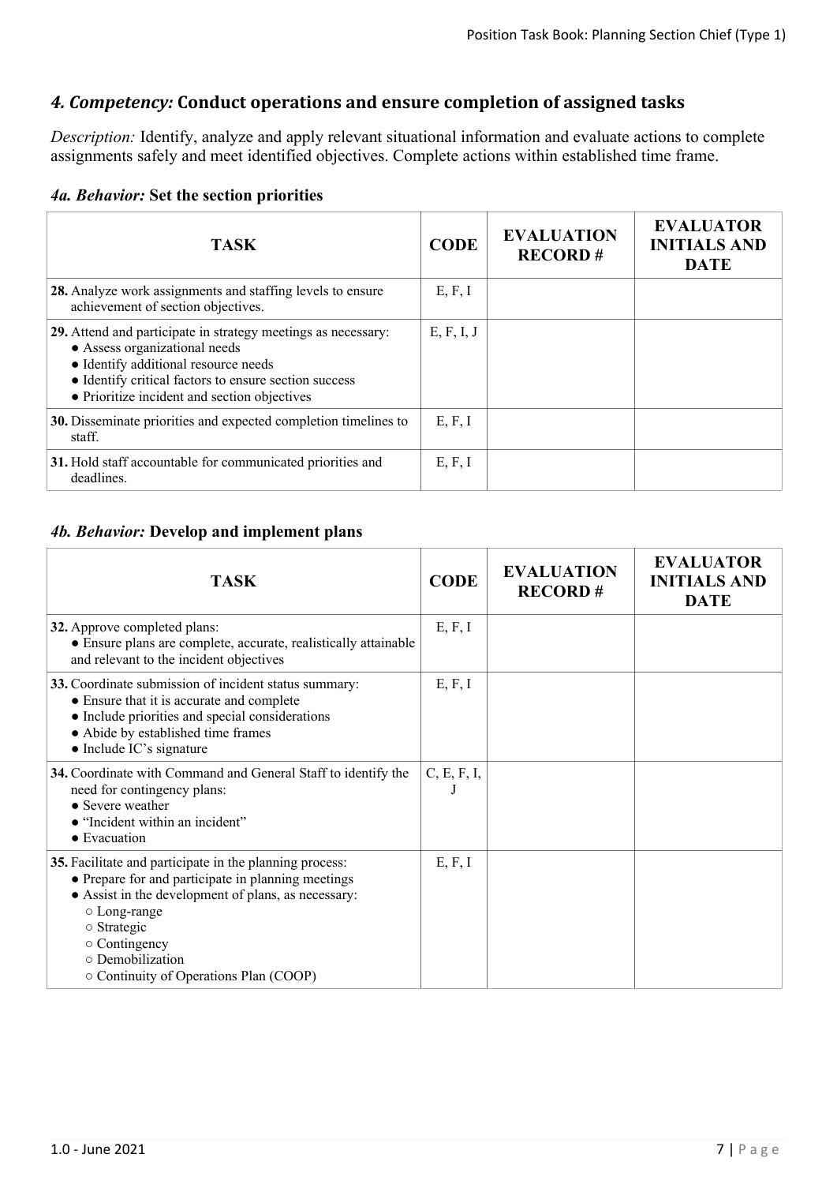## *4. Competency:* Conduct operations and ensure completion of assigned tasks

*Description:* Identify, analyze and apply relevant situational information and evaluate actions to complete assignments safely and meet identified objectives. Complete actions within established time frame.

### *4a. Behavior:* Set the section priorities

| TASK | CODE | EVALUATION RECORD # | EVALUATOR INITIALS AND DATE |
|---|---|---|---|
| **28.** Analyze work assignments and staffing levels to ensure achievement of section objectives. | E, F, I | | |
| **29.** Attend and participate in strategy meetings as necessary:<br>● Assess organizational needs<br>● Identify additional resource needs<br>● Identify critical factors to ensure section success<br>● Prioritize incident and section objectives | E, F, I, J | | |
| **30.** Disseminate priorities and expected completion timelines to staff. | E, F, I | | |
| **31.** Hold staff accountable for communicated priorities and deadlines. | E, F, I | | |

### *4b. Behavior:* Develop and implement plans

| TASK | CODE | EVALUATION RECORD # | EVALUATOR INITIALS AND DATE |
|---|---|---|---|
| **32.** Approve completed plans:<br>● Ensure plans are complete, accurate, realistically attainable and relevant to the incident objectives | E, F, I | | |
| **33.** Coordinate submission of incident status summary:<br>● Ensure that it is accurate and complete<br>● Include priorities and special considerations<br>● Abide by established time frames<br>● Include IC's signature | E, F, I | | |
| **34.** Coordinate with Command and General Staff to identify the need for contingency plans:<br>● Severe weather<br>● "Incident within an incident"<br>● Evacuation | C, E, F, I, J | | |
| **35.** Facilitate and participate in the planning process:<br>● Prepare for and participate in planning meetings<br>● Assist in the development of plans, as necessary:<br>○ Long-range<br>○ Strategic<br>○ Contingency<br>○ Demobilization<br>○ Continuity of Operations Plan (COOP) | E, F, I | | |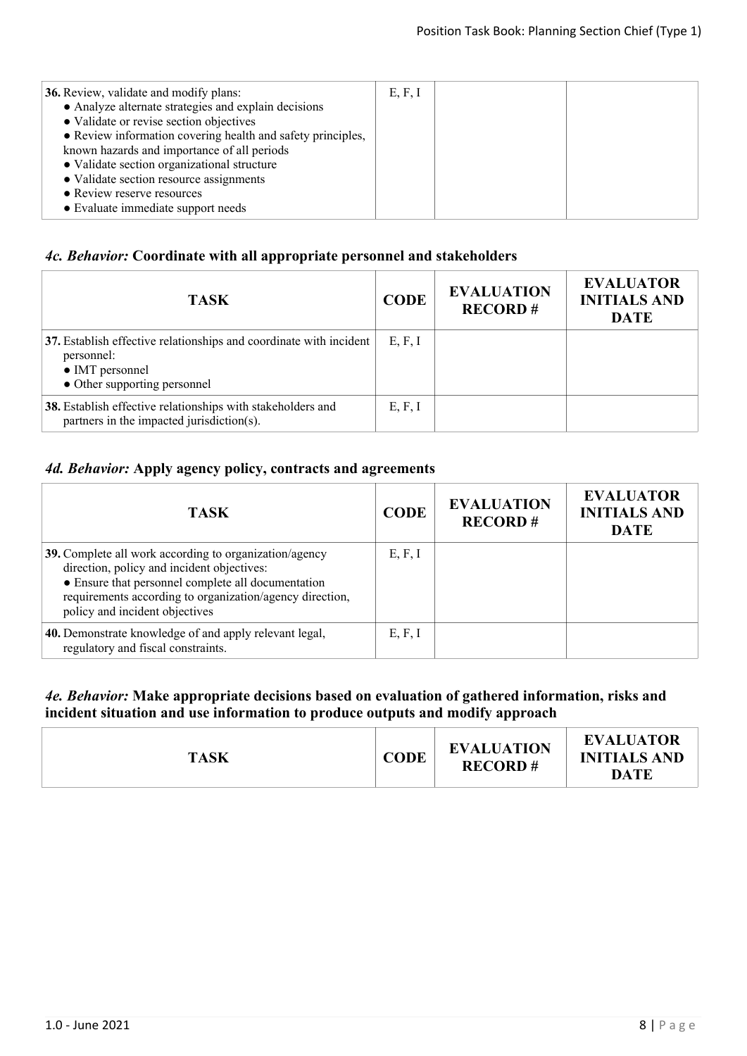| TASK | CODE | EVALUATION RECORD # | EVALUATOR INITIALS AND DATE |
|---|---|---|---|
| **36.** Review, validate and modify plans:<br>● Analyze alternate strategies and explain decisions<br>● Validate or revise section objectives<br>● Review information covering health and safety principles, known hazards and importance of all periods<br>● Validate section organizational structure<br>● Validate section resource assignments<br>● Review reserve resources<br>● Evaluate immediate support needs | E, F, I | | |

### *4c. Behavior:* Coordinate with all appropriate personnel and stakeholders

| TASK | CODE | EVALUATION RECORD # | EVALUATOR INITIALS AND DATE |
|---|---|---|---|
| **37.** Establish effective relationships and coordinate with incident personnel:<br>● IMT personnel<br>● Other supporting personnel | E, F, I | | |
| **38.** Establish effective relationships with stakeholders and partners in the impacted jurisdiction(s). | E, F, I | | |

### *4d. Behavior:* Apply agency policy, contracts and agreements

| TASK | CODE | EVALUATION RECORD # | EVALUATOR INITIALS AND DATE |
|---|---|---|---|
| **39.** Complete all work according to organization/agency direction, policy and incident objectives:<br>● Ensure that personnel complete all documentation requirements according to organization/agency direction, policy and incident objectives | E, F, I | | |
| **40.** Demonstrate knowledge of and apply relevant legal, regulatory and fiscal constraints. | E, F, I | | |

### *4e. Behavior:* Make appropriate decisions based on evaluation of gathered information, risks and incident situation and use information to produce outputs and modify approach

| TASK | CODE | EVALUATION RECORD # | EVALUATOR INITIALS AND DATE |
|---|---|---|---|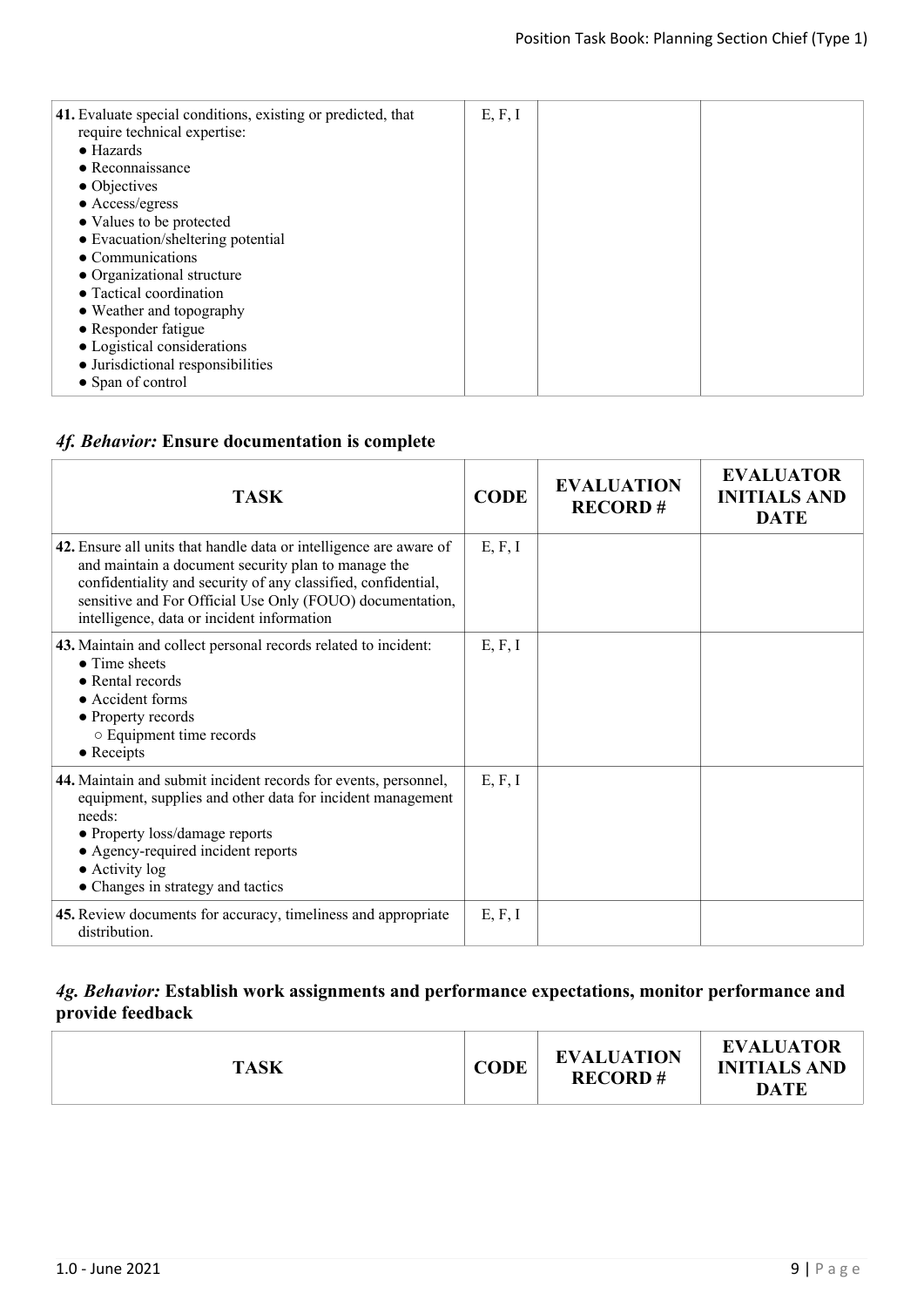| TASK | CODE | EVALUATION RECORD # | EVALUATOR INITIALS AND DATE |
|---|---|---|---|
| **41.** Evaluate special conditions, existing or predicted, that require technical expertise:<br>● Hazards<br>● Reconnaissance<br>● Objectives<br>● Access/egress<br>● Values to be protected<br>● Evacuation/sheltering potential<br>● Communications<br>● Organizational structure<br>● Tactical coordination<br>● Weather and topography<br>● Responder fatigue<br>● Logistical considerations<br>● Jurisdictional responsibilities<br>● Span of control | E, F, I | | |

### *4f. Behavior:* Ensure documentation is complete

| TASK | CODE | EVALUATION RECORD # | EVALUATOR INITIALS AND DATE |
|---|---|---|---|
| **42.** Ensure all units that handle data or intelligence are aware of and maintain a document security plan to manage the confidentiality and security of any classified, confidential, sensitive and For Official Use Only (FOUO) documentation, intelligence, data or incident information | E, F, I | | |
| **43.** Maintain and collect personal records related to incident:<br>● Time sheets<br>● Rental records<br>● Accident forms<br>● Property records<br>○ Equipment time records<br>● Receipts | E, F, I | | |
| **44.** Maintain and submit incident records for events, personnel, equipment, supplies and other data for incident management needs:<br>● Property loss/damage reports<br>● Agency-required incident reports<br>● Activity log<br>● Changes in strategy and tactics | E, F, I | | |
| **45.** Review documents for accuracy, timeliness and appropriate distribution. | E, F, I | | |

### *4g. Behavior:* Establish work assignments and performance expectations, monitor performance and provide feedback

| TASK | CODE | EVALUATION RECORD # | EVALUATOR INITIALS AND DATE |
|---|---|---|---|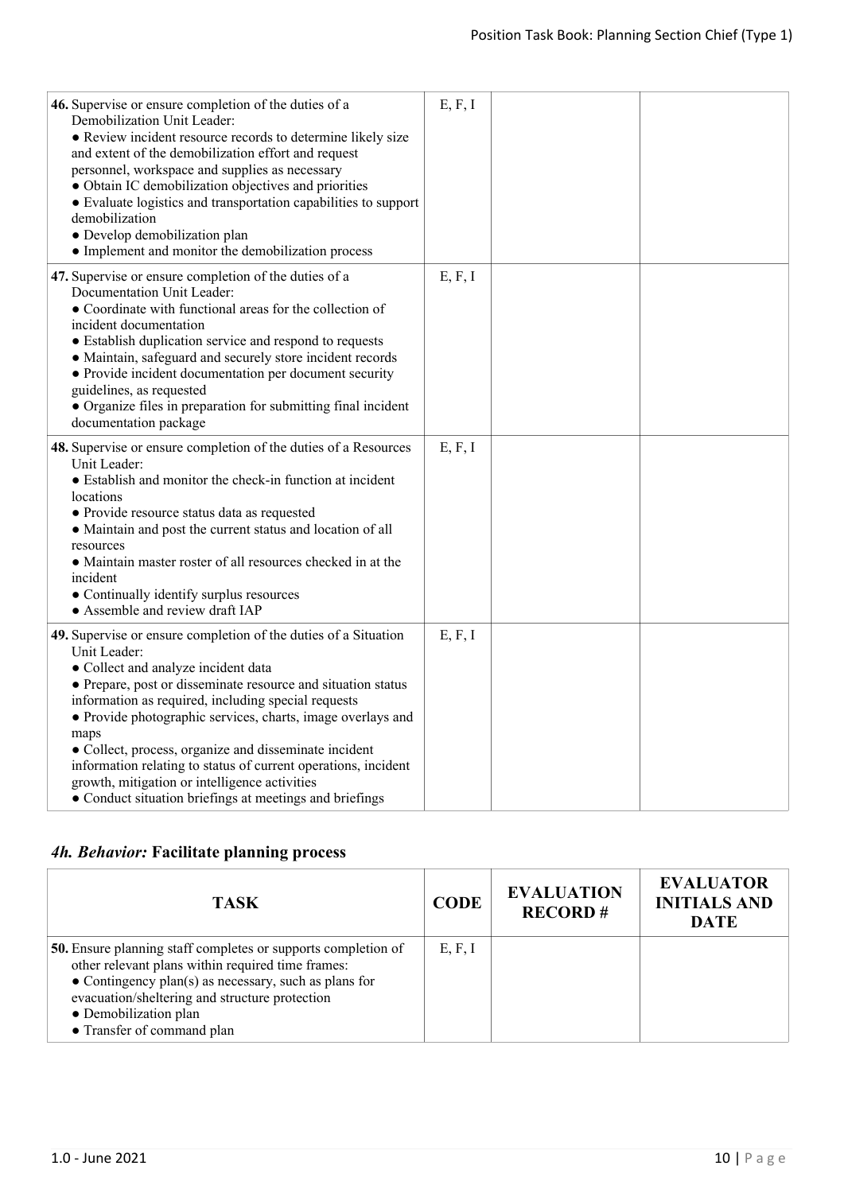| TASK | CODE | EVALUATION RECORD # | EVALUATOR INITIALS AND DATE |
| --- | --- | --- | --- |
| **46.** Supervise or ensure completion of the duties of a Demobilization Unit Leader:<br>• Review incident resource records to determine likely size and extent of the demobilization effort and request personnel, workspace and supplies as necessary<br>• Obtain IC demobilization objectives and priorities<br>• Evaluate logistics and transportation capabilities to support demobilization<br>• Develop demobilization plan<br>• Implement and monitor the demobilization process | E, F, I | | |
| **47.** Supervise or ensure completion of the duties of a Documentation Unit Leader:<br>• Coordinate with functional areas for the collection of incident documentation<br>• Establish duplication service and respond to requests<br>• Maintain, safeguard and securely store incident records<br>• Provide incident documentation per document security guidelines, as requested<br>• Organize files in preparation for submitting final incident documentation package | E, F, I | | |
| **48.** Supervise or ensure completion of the duties of a Resources Unit Leader:<br>• Establish and monitor the check-in function at incident locations<br>• Provide resource status data as requested<br>• Maintain and post the current status and location of all resources<br>• Maintain master roster of all resources checked in at the incident<br>• Continually identify surplus resources<br>• Assemble and review draft IAP | E, F, I | | |
| **49.** Supervise or ensure completion of the duties of a Situation Unit Leader:<br>• Collect and analyze incident data<br>• Prepare, post or disseminate resource and situation status information as required, including special requests<br>• Provide photographic services, charts, image overlays and maps<br>• Collect, process, organize and disseminate incident information relating to status of current operations, incident growth, mitigation or intelligence activities<br>• Conduct situation briefings at meetings and briefings | E, F, I | | |

### *4h. Behavior:* **Facilitate planning process**

| TASK | CODE | EVALUATION RECORD # | EVALUATOR INITIALS AND DATE |
| --- | --- | --- | --- |
| **50.** Ensure planning staff completes or supports completion of other relevant plans within required time frames:<br>• Contingency plan(s) as necessary, such as plans for evacuation/sheltering and structure protection<br>• Demobilization plan<br>• Transfer of command plan | E, F, I | | |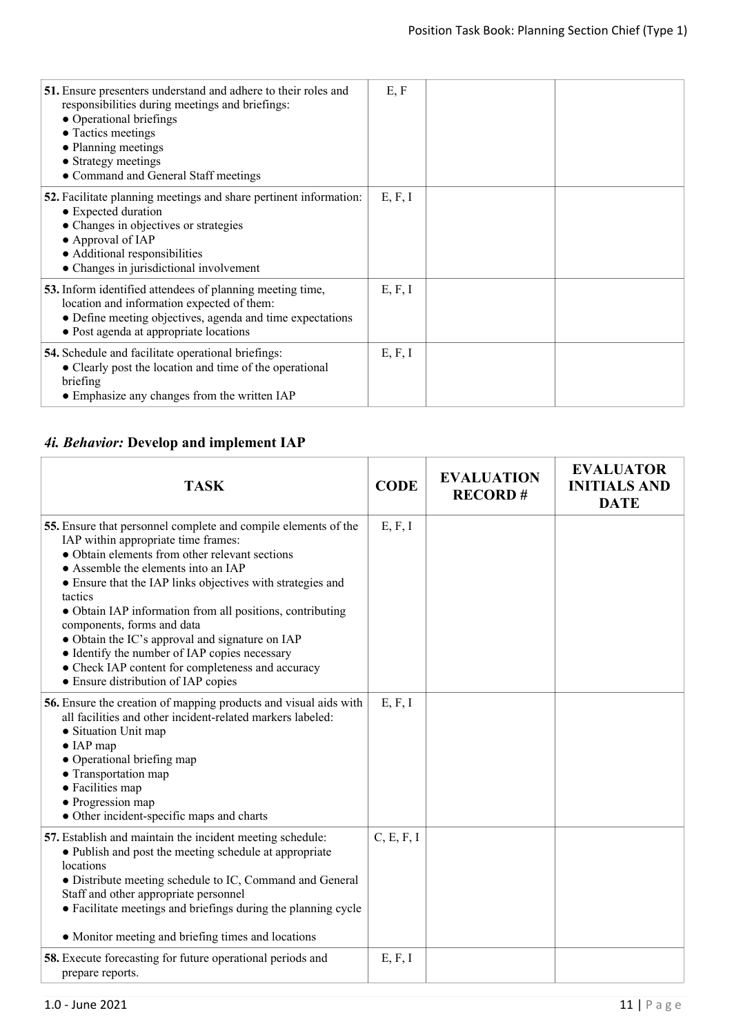| | | | |
|---|---|---|---|
| **51.** Ensure presenters understand and adhere to their roles and responsibilities during meetings and briefings:<br>● Operational briefings<br>● Tactics meetings<br>● Planning meetings<br>● Strategy meetings<br>● Command and General Staff meetings | E, F | | |
| **52.** Facilitate planning meetings and share pertinent information:<br>● Expected duration<br>● Changes in objectives or strategies<br>● Approval of IAP<br>● Additional responsibilities<br>● Changes in jurisdictional involvement | E, F, I | | |
| **53.** Inform identified attendees of planning meeting time, location and information expected of them:<br>● Define meeting objectives, agenda and time expectations<br>● Post agenda at appropriate locations | E, F, I | | |
| **54.** Schedule and facilitate operational briefings:<br>● Clearly post the location and time of the operational briefing<br>● Emphasize any changes from the written IAP | E, F, I | | |

## *4i. Behavior:* Develop and implement IAP

| TASK | CODE | EVALUATION RECORD # | EVALUATOR INITIALS AND DATE |
|---|---|---|---|
| **55.** Ensure that personnel complete and compile elements of the IAP within appropriate time frames:<br>● Obtain elements from other relevant sections<br>● Assemble the elements into an IAP<br>● Ensure that the IAP links objectives with strategies and tactics<br>● Obtain IAP information from all positions, contributing components, forms and data<br>● Obtain the IC's approval and signature on IAP<br>● Identify the number of IAP copies necessary<br>● Check IAP content for completeness and accuracy<br>● Ensure distribution of IAP copies | E, F, I | | |
| **56.** Ensure the creation of mapping products and visual aids with all facilities and other incident-related markers labeled:<br>● Situation Unit map<br>● IAP map<br>● Operational briefing map<br>● Transportation map<br>● Facilities map<br>● Progression map<br>● Other incident-specific maps and charts | E, F, I | | |
| **57.** Establish and maintain the incident meeting schedule:<br>● Publish and post the meeting schedule at appropriate locations<br>● Distribute meeting schedule to IC, Command and General Staff and other appropriate personnel<br>● Facilitate meetings and briefings during the planning cycle<br>● Monitor meeting and briefing times and locations | C, E, F, I | | |
| **58.** Execute forecasting for future operational periods and prepare reports. | E, F, I | | |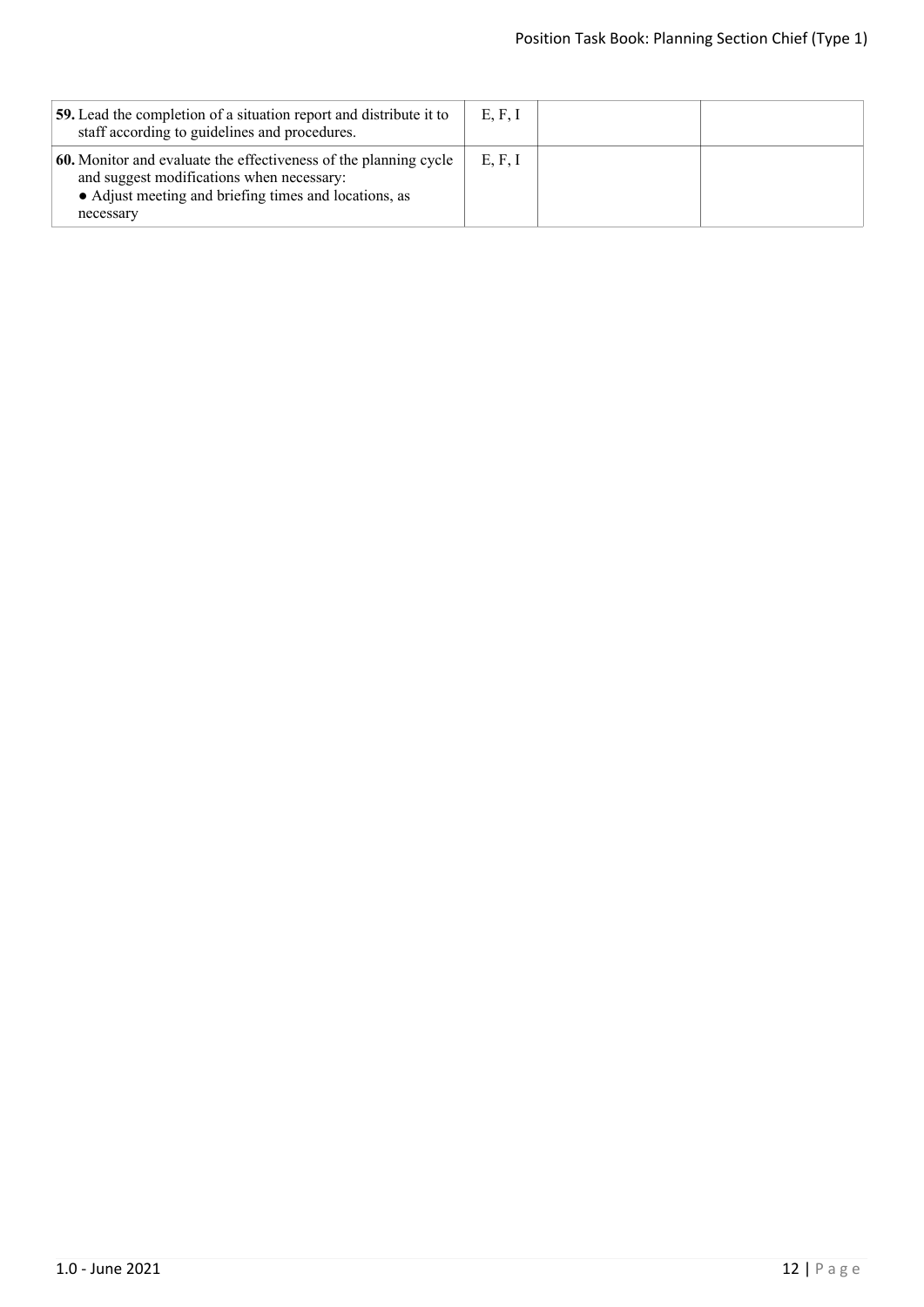| | | | |
|---|---|---|---|
| **59.** Lead the completion of a situation report and distribute it to staff according to guidelines and procedures. | E, F, I | | |
| **60.** Monitor and evaluate the effectiveness of the planning cycle and suggest modifications when necessary:<br>● Adjust meeting and briefing times and locations, as necessary | E, F, I | | |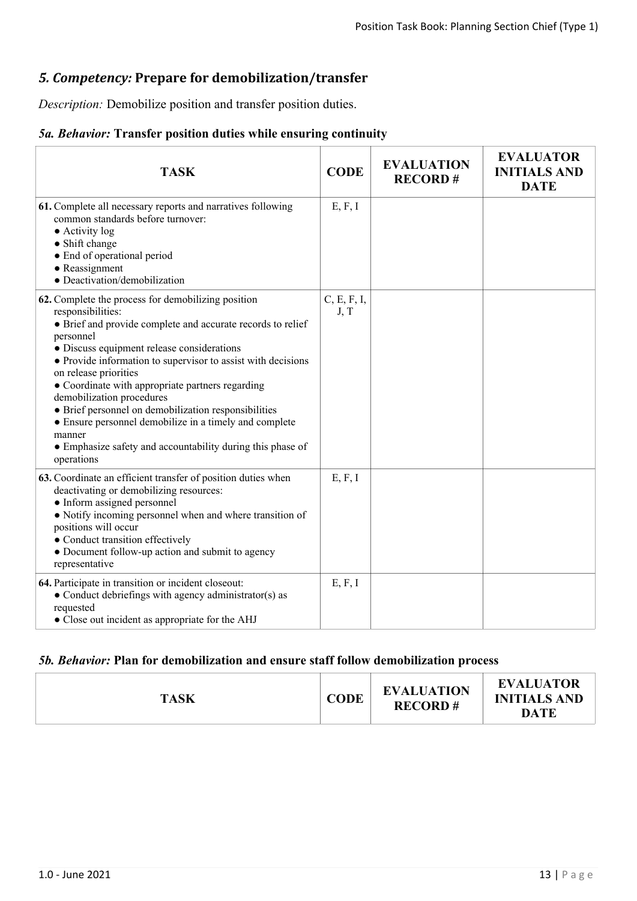## *5. Competency:* Prepare for demobilization/transfer

*Description:* Demobilize position and transfer position duties.

### *5a. Behavior:* Transfer position duties while ensuring continuity

| TASK | CODE | EVALUATION RECORD # | EVALUATOR INITIALS AND DATE |
|---|---|---|---|
| **61.** Complete all necessary reports and narratives following common standards before turnover:<br>● Activity log<br>● Shift change<br>● End of operational period<br>● Reassignment<br>● Deactivation/demobilization | E, F, I | | |
| **62.** Complete the process for demobilizing position responsibilities:<br>● Brief and provide complete and accurate records to relief personnel<br>● Discuss equipment release considerations<br>● Provide information to supervisor to assist with decisions on release priorities<br>● Coordinate with appropriate partners regarding demobilization procedures<br>● Brief personnel on demobilization responsibilities<br>● Ensure personnel demobilize in a timely and complete manner<br>● Emphasize safety and accountability during this phase of operations | C, E, F, I, J, T | | |
| **63.** Coordinate an efficient transfer of position duties when deactivating or demobilizing resources:<br>● Inform assigned personnel<br>● Notify incoming personnel when and where transition of positions will occur<br>● Conduct transition effectively<br>● Document follow-up action and submit to agency representative | E, F, I | | |
| **64.** Participate in transition or incident closeout:<br>● Conduct debriefings with agency administrator(s) as requested<br>● Close out incident as appropriate for the AHJ | E, F, I | | |

### *5b. Behavior:* Plan for demobilization and ensure staff follow demobilization process

| TASK | CODE | EVALUATION RECORD # | EVALUATOR INITIALS AND DATE |
|---|---|---|---|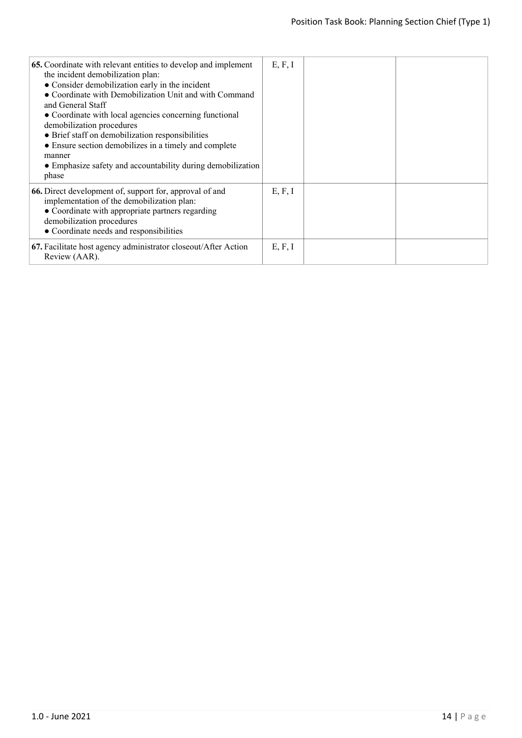| | | | |
|---|---|---|---|
| **65.** Coordinate with relevant entities to develop and implement the incident demobilization plan:<br>• Consider demobilization early in the incident<br>• Coordinate with Demobilization Unit and with Command and General Staff<br>• Coordinate with local agencies concerning functional demobilization procedures<br>• Brief staff on demobilization responsibilities<br>• Ensure section demobilizes in a timely and complete manner<br>• Emphasize safety and accountability during demobilization phase | E, F, I | | |
| **66.** Direct development of, support for, approval of and implementation of the demobilization plan:<br>• Coordinate with appropriate partners regarding demobilization procedures<br>• Coordinate needs and responsibilities | E, F, I | | |
| **67.** Facilitate host agency administrator closeout/After Action Review (AAR). | E, F, I | | |